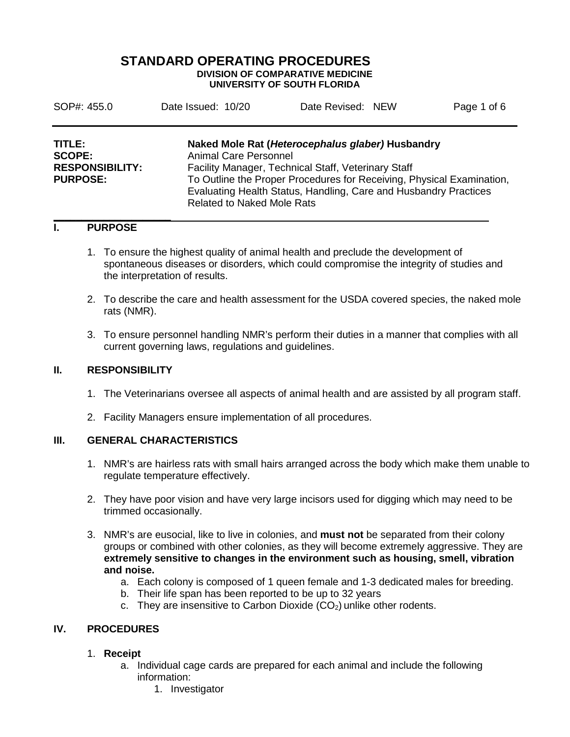# STANDARD OPERATING PROCEDURES

**DIVISION OF COMPARATIVE MEDICINE**
**UNIVERSITY OF SOUTH FLORIDA**

| SOP#: 455.0 | Date Issued: 10/20 | Date Revised: NEW | Page 1 of 6 |
|---|---|---|---|

**TITLE:** **Naked Mole Rat (*Heterocephalus glaber)* Husbandry**
**SCOPE:** Animal Care Personnel
**RESPONSIBILITY:** Facility Manager, Technical Staff, Veterinary Staff
**PURPOSE:** To Outline the Proper Procedures for Receiving, Physical Examination, Evaluating Health Status, Handling, Care and Husbandry Practices Related to Naked Mole Rats

## I. PURPOSE

1. To ensure the highest quality of animal health and preclude the development of spontaneous diseases or disorders, which could compromise the integrity of studies and the interpretation of results.
2. To describe the care and health assessment for the USDA covered species, the naked mole rats (NMR).
3. To ensure personnel handling NMR's perform their duties in a manner that complies with all current governing laws, regulations and guidelines.

## II. RESPONSIBILITY

1. The Veterinarians oversee all aspects of animal health and are assisted by all program staff.
2. Facility Managers ensure implementation of all procedures.

## III. GENERAL CHARACTERISTICS

1. NMR's are hairless rats with small hairs arranged across the body which make them unable to regulate temperature effectively.
2. They have poor vision and have very large incisors used for digging which may need to be trimmed occasionally.
3. NMR's are eusocial, like to live in colonies, and **must not** be separated from their colony groups or combined with other colonies, as they will become extremely aggressive. They are **extremely sensitive to changes in the environment such as housing, smell, vibration and noise.**
   a. Each colony is composed of 1 queen female and 1-3 dedicated males for breeding.
   b. Their life span has been reported to be up to 32 years
   c. They are insensitive to Carbon Dioxide ($CO_2$) unlike other rodents.

## IV. PROCEDURES

1. **Receipt**
   a. Individual cage cards are prepared for each animal and include the following information:
      1. Investigator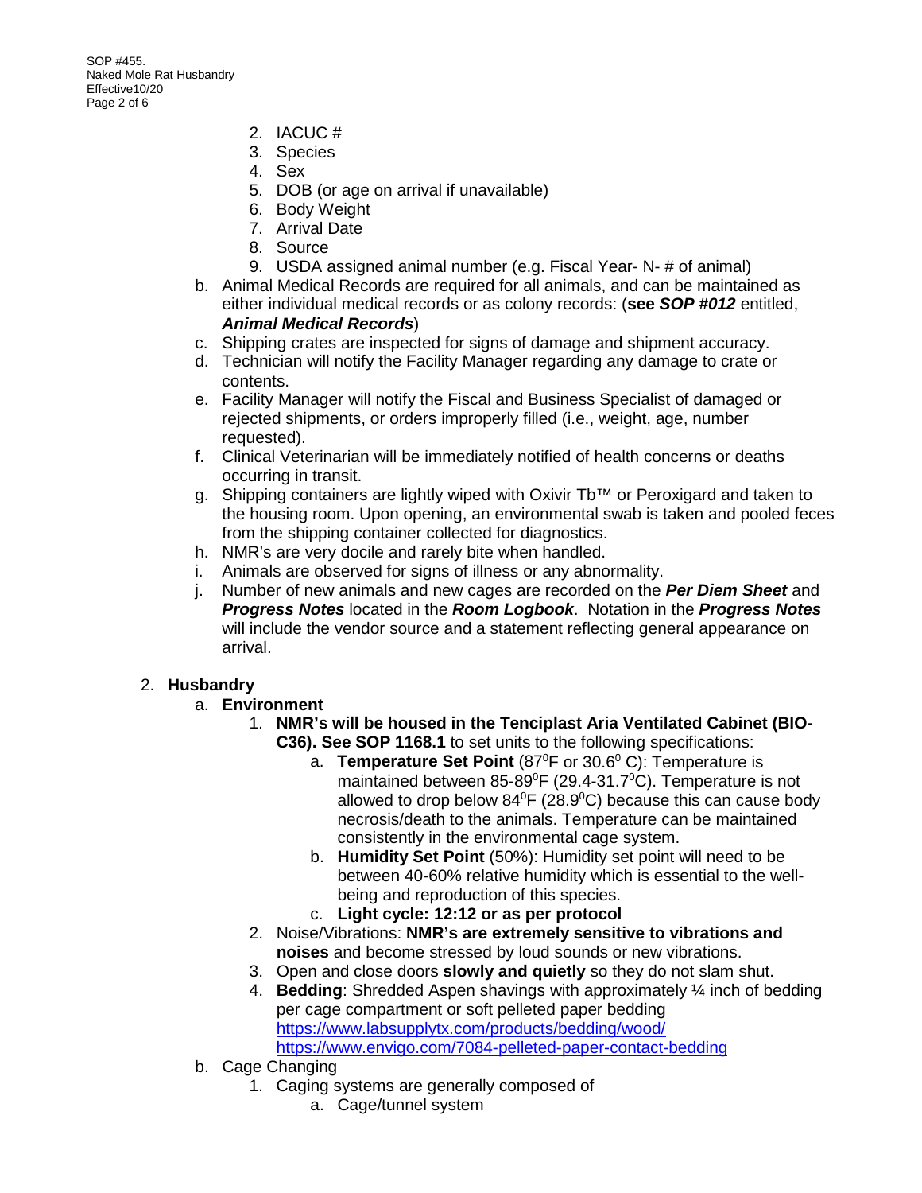2. IACUC #
3. Species
4. Sex
5. DOB (or age on arrival if unavailable)
6. Body Weight
7. Arrival Date
8. Source
9. USDA assigned animal number (e.g. Fiscal Year- N- # of animal)

b. Animal Medical Records are required for all animals, and can be maintained as either individual medical records or as colony records: (**see *SOP #012*** entitled, ***Animal Medical Records***)

c. Shipping crates are inspected for signs of damage and shipment accuracy.

d. Technician will notify the Facility Manager regarding any damage to crate or contents.

e. Facility Manager will notify the Fiscal and Business Specialist of damaged or rejected shipments, or orders improperly filled (i.e., weight, age, number requested).

f. Clinical Veterinarian will be immediately notified of health concerns or deaths occurring in transit.

g. Shipping containers are lightly wiped with Oxivir Tb™ or Peroxigard and taken to the housing room. Upon opening, an environmental swab is taken and pooled feces from the shipping container collected for diagnostics.

h. NMR's are very docile and rarely bite when handled.

i. Animals are observed for signs of illness or any abnormality.

j. Number of new animals and new cages are recorded on the ***Per Diem Sheet*** and ***Progress Notes*** located in the ***Room Logbook***. Notation in the ***Progress Notes*** will include the vendor source and a statement reflecting general appearance on arrival.

2. **Husbandry**

a. **Environment**

1. **NMR's will be housed in the Tenciplast Aria Ventilated Cabinet (BIO-C36). See SOP 1168.1** to set units to the following specifications:
   a. **Temperature Set Point** ($87^0$F or $30.6^0$ C): Temperature is maintained between 85-$89^0$F (29.4-$31.7^0$C). Temperature is not allowed to drop below $84^0$F ($28.9^0$C) because this can cause body necrosis/death to the animals. Temperature can be maintained consistently in the environmental cage system.
   b. **Humidity Set Point** (50%): Humidity set point will need to be between 40-60% relative humidity which is essential to the well-being and reproduction of this species.
   c. **Light cycle: 12:12 or as per protocol**
2. Noise/Vibrations: **NMR's are extremely sensitive to vibrations and noises** and become stressed by loud sounds or new vibrations.
3. Open and close doors **slowly and quietly** so they do not slam shut.
4. **Bedding**: Shredded Aspen shavings with approximately ¼ inch of bedding per cage compartment or soft pelleted paper bedding
   https://www.labsupplytx.com/products/bedding/wood/
   https://www.envigo.com/7084-pelleted-paper-contact-bedding

b. Cage Changing

1. Caging systems are generally composed of
   a. Cage/tunnel system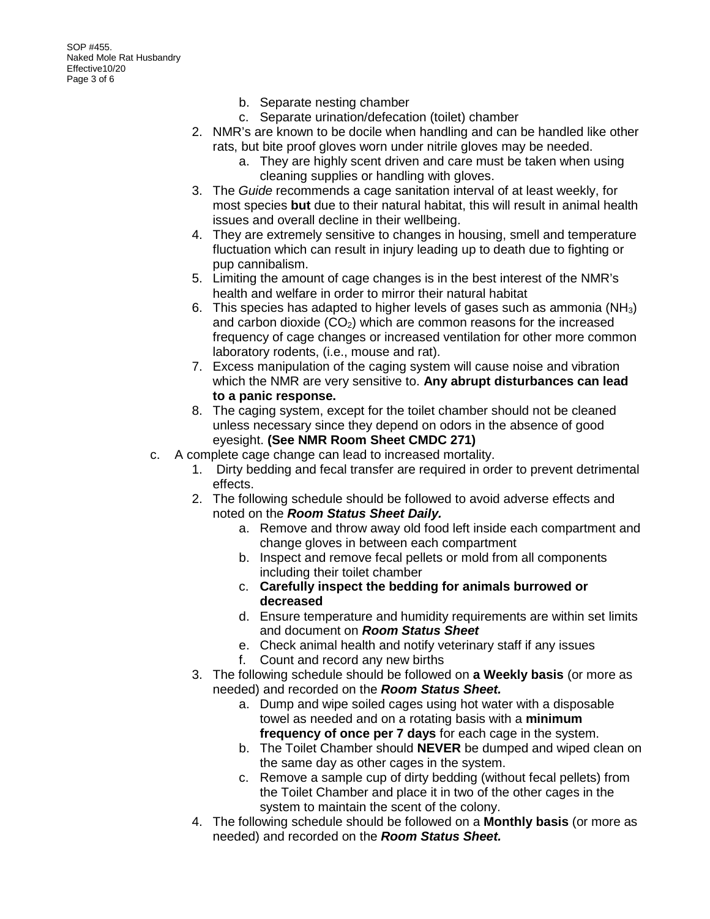b. Separate nesting chamber
c. Separate urination/defecation (toilet) chamber

2. NMR's are known to be docile when handling and can be handled like other rats, but bite proof gloves worn under nitrile gloves may be needed.
   a. They are highly scent driven and care must be taken when using cleaning supplies or handling with gloves.
3. The *Guide* recommends a cage sanitation interval of at least weekly, for most species **but** due to their natural habitat, this will result in animal health issues and overall decline in their wellbeing.
4. They are extremely sensitive to changes in housing, smell and temperature fluctuation which can result in injury leading up to death due to fighting or pup cannibalism.
5. Limiting the amount of cage changes is in the best interest of the NMR's health and welfare in order to mirror their natural habitat
6. This species has adapted to higher levels of gases such as ammonia ($NH_3$) and carbon dioxide ($CO_2$) which are common reasons for the increased frequency of cage changes or increased ventilation for other more common laboratory rodents, (i.e., mouse and rat).
7. Excess manipulation of the caging system will cause noise and vibration which the NMR are very sensitive to. **Any abrupt disturbances can lead to a panic response.**
8. The caging system, except for the toilet chamber should not be cleaned unless necessary since they depend on odors in the absence of good eyesight. **(See NMR Room Sheet CMDC 271)**

c. A complete cage change can lead to increased mortality.
   1. Dirty bedding and fecal transfer are required in order to prevent detrimental effects.
   2. The following schedule should be followed to avoid adverse effects and noted on the ***Room Status Sheet Daily.***
      a. Remove and throw away old food left inside each compartment and change gloves in between each compartment
      b. Inspect and remove fecal pellets or mold from all components including their toilet chamber
      c. **Carefully inspect the bedding for animals burrowed or decreased**
      d. Ensure temperature and humidity requirements are within set limits and document on ***Room Status Sheet***
      e. Check animal health and notify veterinary staff if any issues
      f. Count and record any new births
   3. The following schedule should be followed on **a Weekly basis** (or more as needed) and recorded on the ***Room Status Sheet.***
      a. Dump and wipe soiled cages using hot water with a disposable towel as needed and on a rotating basis with a **minimum frequency of once per 7 days** for each cage in the system.
      b. The Toilet Chamber should **NEVER** be dumped and wiped clean on the same day as other cages in the system.
      c. Remove a sample cup of dirty bedding (without fecal pellets) from the Toilet Chamber and place it in two of the other cages in the system to maintain the scent of the colony.
   4. The following schedule should be followed on a **Monthly basis** (or more as needed) and recorded on the ***Room Status Sheet.***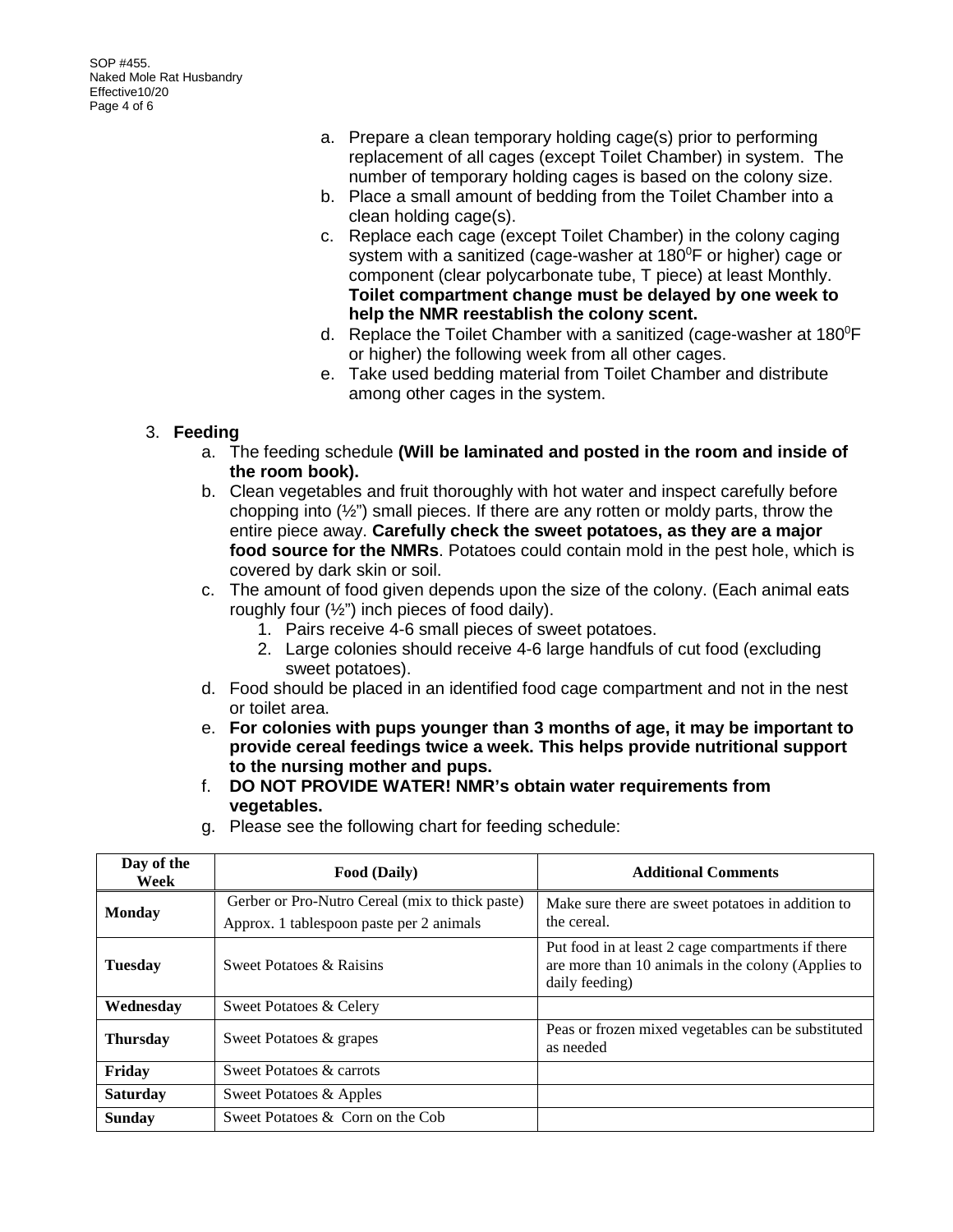a. Prepare a clean temporary holding cage(s) prior to performing replacement of all cages (except Toilet Chamber) in system. The number of temporary holding cages is based on the colony size.
b. Place a small amount of bedding from the Toilet Chamber into a clean holding cage(s).
c. Replace each cage (except Toilet Chamber) in the colony caging system with a sanitized (cage-washer at 180$^0$F or higher) cage or component (clear polycarbonate tube, T piece) at least Monthly. **Toilet compartment change must be delayed by one week to help the NMR reestablish the colony scent.**
d. Replace the Toilet Chamber with a sanitized (cage-washer at 180$^0$F or higher) the following week from all other cages.
e. Take used bedding material from Toilet Chamber and distribute among other cages in the system.

3. **Feeding**
   a. The feeding schedule **(Will be laminated and posted in the room and inside of the room book).**
   b. Clean vegetables and fruit thoroughly with hot water and inspect carefully before chopping into (½") small pieces. If there are any rotten or moldy parts, throw the entire piece away. **Carefully check the sweet potatoes, as they are a major food source for the NMRs**. Potatoes could contain mold in the pest hole, which is covered by dark skin or soil.
   c. The amount of food given depends upon the size of the colony. (Each animal eats roughly four (½") inch pieces of food daily).
      1. Pairs receive 4-6 small pieces of sweet potatoes.
      2. Large colonies should receive 4-6 large handfuls of cut food (excluding sweet potatoes).
   d. Food should be placed in an identified food cage compartment and not in the nest or toilet area.
   e. **For colonies with pups younger than 3 months of age, it may be important to provide cereal feedings twice a week. This helps provide nutritional support to the nursing mother and pups.**
   f. **DO NOT PROVIDE WATER! NMR's obtain water requirements from vegetables.**
   g. Please see the following chart for feeding schedule:

| Day of the Week | Food (Daily) | Additional Comments |
|---|---|---|
| **Monday** | Gerber or Pro-Nutro Cereal (mix to thick paste) Approx. 1 tablespoon paste per 2 animals | Make sure there are sweet potatoes in addition to the cereal. |
| **Tuesday** | Sweet Potatoes & Raisins | Put food in at least 2 cage compartments if there are more than 10 animals in the colony (Applies to daily feeding) |
| **Wednesday** | Sweet Potatoes & Celery | |
| **Thursday** | Sweet Potatoes & grapes | Peas or frozen mixed vegetables can be substituted as needed |
| **Friday** | Sweet Potatoes & carrots | |
| **Saturday** | Sweet Potatoes & Apples | |
| **Sunday** | Sweet Potatoes & Corn on the Cob | |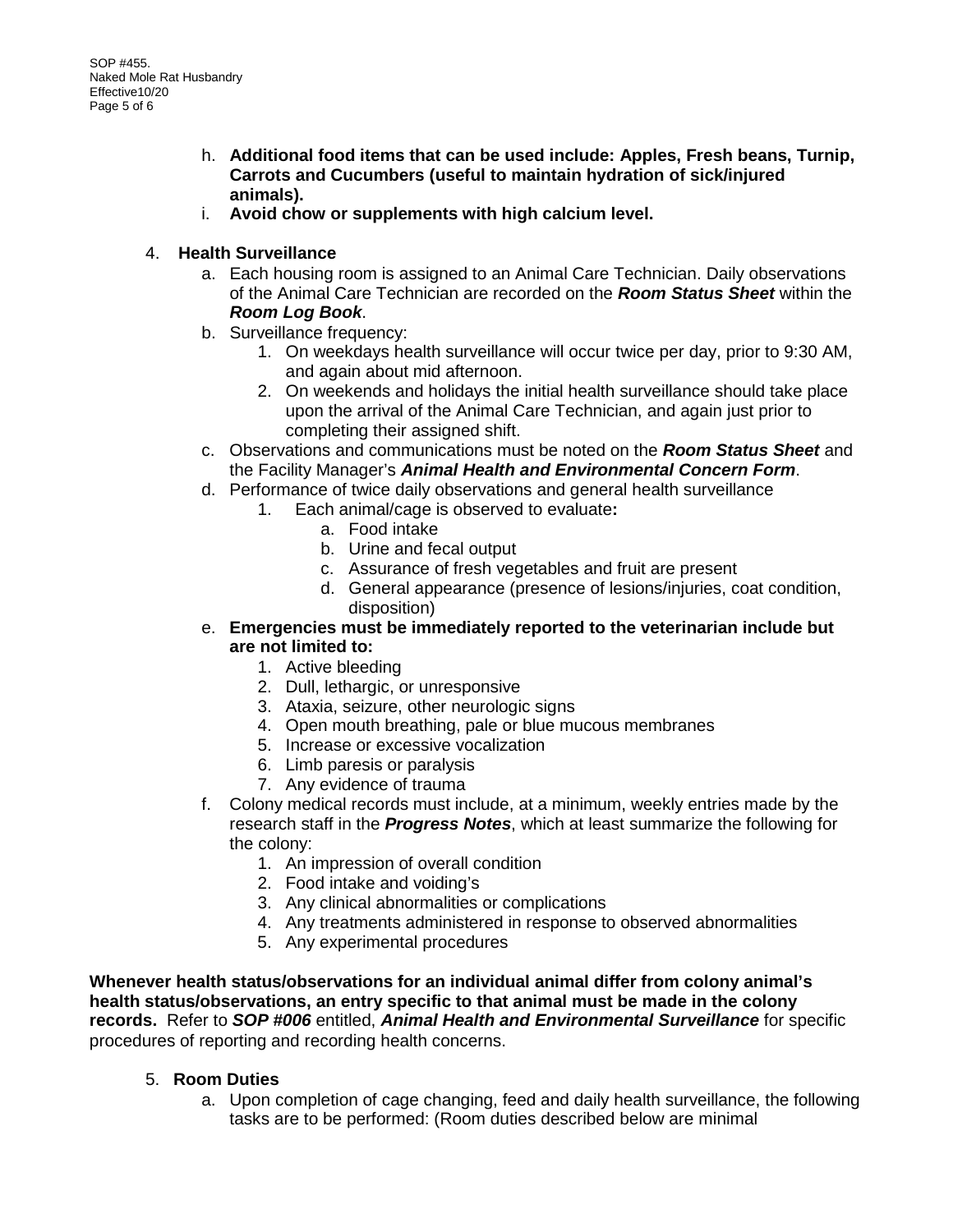h. **Additional food items that can be used include: Apples, Fresh beans, Turnip, Carrots and Cucumbers (useful to maintain hydration of sick/injured animals).**
i. **Avoid chow or supplements with high calcium level.**

4. **Health Surveillance**
   a. Each housing room is assigned to an Animal Care Technician. Daily observations of the Animal Care Technician are recorded on the ***Room Status Sheet*** within the ***Room Log Book***.
   b. Surveillance frequency:
      1. On weekdays health surveillance will occur twice per day, prior to 9:30 AM, and again about mid afternoon.
      2. On weekends and holidays the initial health surveillance should take place upon the arrival of the Animal Care Technician, and again just prior to completing their assigned shift.
   c. Observations and communications must be noted on the ***Room Status Sheet*** and the Facility Manager's ***Animal Health and Environmental Concern Form***.
   d. Performance of twice daily observations and general health surveillance
      1. Each animal/cage is observed to evaluate**:**
         a. Food intake
         b. Urine and fecal output
         c. Assurance of fresh vegetables and fruit are present
         d. General appearance (presence of lesions/injuries, coat condition, disposition)
   e. **Emergencies must be immediately reported to the veterinarian include but are not limited to:**
      1. Active bleeding
      2. Dull, lethargic, or unresponsive
      3. Ataxia, seizure, other neurologic signs
      4. Open mouth breathing, pale or blue mucous membranes
      5. Increase or excessive vocalization
      6. Limb paresis or paralysis
      7. Any evidence of trauma
   f. Colony medical records must include, at a minimum, weekly entries made by the research staff in the ***Progress Notes***, which at least summarize the following for the colony:
      1. An impression of overall condition
      2. Food intake and voiding's
      3. Any clinical abnormalities or complications
      4. Any treatments administered in response to observed abnormalities
      5. Any experimental procedures

**Whenever health status/observations for an individual animal differ from colony animal's health status/observations, an entry specific to that animal must be made in the colony records.** Refer to ***SOP #006*** entitled, ***Animal Health and Environmental Surveillance*** for specific procedures of reporting and recording health concerns.

5. **Room Duties**
   a. Upon completion of cage changing, feed and daily health surveillance, the following tasks are to be performed: (Room duties described below are minimal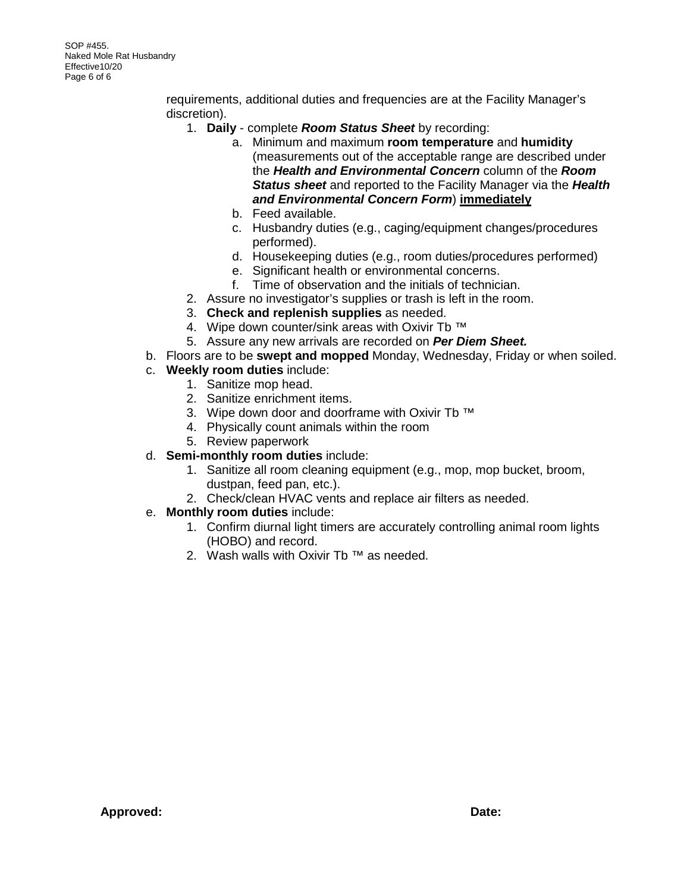requirements, additional duties and frequencies are at the Facility Manager's discretion).

1. **Daily** - complete ***Room Status Sheet*** by recording:
    a. Minimum and maximum **room temperature** and **humidity** (measurements out of the acceptable range are described under the ***Health and Environmental Concern*** column of the ***Room Status sheet*** and reported to the Facility Manager via the ***Health and Environmental Concern Form***) **immediately**
    b. Feed available.
    c. Husbandry duties (e.g., caging/equipment changes/procedures performed).
    d. Housekeeping duties (e.g., room duties/procedures performed)
    e. Significant health or environmental concerns.
    f. Time of observation and the initials of technician.
2. Assure no investigator's supplies or trash is left in the room.
3. **Check and replenish supplies** as needed.
4. Wipe down counter/sink areas with Oxivir Tb ™
5. Assure any new arrivals are recorded on ***Per Diem Sheet.***

b. Floors are to be **swept and mopped** Monday, Wednesday, Friday or when soiled.

c. **Weekly room duties** include:
1. Sanitize mop head.
2. Sanitize enrichment items.
3. Wipe down door and doorframe with Oxivir Tb ™
4. Physically count animals within the room
5. Review paperwork

d. **Semi-monthly room duties** include:
1. Sanitize all room cleaning equipment (e.g., mop, mop bucket, broom, dustpan, feed pan, etc.).
2. Check/clean HVAC vents and replace air filters as needed.

e. **Monthly room duties** include:
1. Confirm diurnal light timers are accurately controlling animal room lights (HOBO) and record.
2. Wash walls with Oxivir Tb ™ as needed.

**Approved:** **Date:**